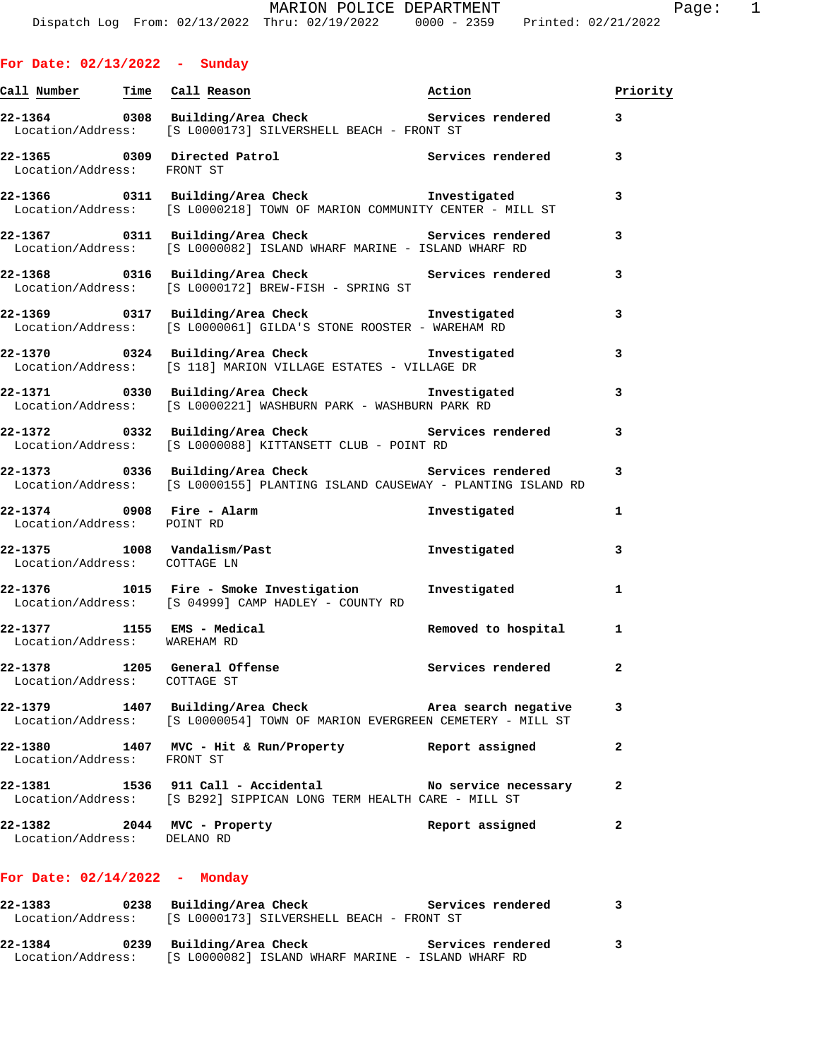# MARION POLICE DEPARTMENT

Dispatch Log From: 02/13/2022 Thru: 02/19/2022 0000 - 2359 Printed: 02/21/2022

## For Date: 02/13/2022 - Sunday

| Call Number | Time | Call Reason | Action | Priority |
|---|---|---|---|---|
| 22-1364 | 0308 | Building/Area Check | Services rendered | 3 |
| Location/Address: | | [S L0000173] SILVERSHELL BEACH - FRONT ST | | |
| 22-1365 | 0309 | Directed Patrol | Services rendered | 3 |
| Location/Address: | | FRONT ST | | |
| 22-1366 | 0311 | Building/Area Check | Investigated | 3 |
| Location/Address: | | [S L0000218] TOWN OF MARION COMMUNITY CENTER - MILL ST | | |
| 22-1367 | 0311 | Building/Area Check | Services rendered | 3 |
| Location/Address: | | [S L0000082] ISLAND WHARF MARINE - ISLAND WHARF RD | | |
| 22-1368 | 0316 | Building/Area Check | Services rendered | 3 |
| Location/Address: | | [S L0000172] BREW-FISH - SPRING ST | | |
| 22-1369 | 0317 | Building/Area Check | Investigated | 3 |
| Location/Address: | | [S L0000061] GILDA'S STONE ROOSTER - WAREHAM RD | | |
| 22-1370 | 0324 | Building/Area Check | Investigated | 3 |
| Location/Address: | | [S 118] MARION VILLAGE ESTATES - VILLAGE DR | | |
| 22-1371 | 0330 | Building/Area Check | Investigated | 3 |
| Location/Address: | | [S L0000221] WASHBURN PARK - WASHBURN PARK RD | | |
| 22-1372 | 0332 | Building/Area Check | Services rendered | 3 |
| Location/Address: | | [S L0000088] KITTANSETT CLUB - POINT RD | | |
| 22-1373 | 0336 | Building/Area Check | Services rendered | 3 |
| Location/Address: | | [S L0000155] PLANTING ISLAND CAUSEWAY - PLANTING ISLAND RD | | |
| 22-1374 | 0908 | Fire - Alarm | Investigated | 1 |
| Location/Address: | | POINT RD | | |
| 22-1375 | 1008 | Vandalism/Past | Investigated | 3 |
| Location/Address: | | COTTAGE LN | | |
| 22-1376 | 1015 | Fire - Smoke Investigation | Investigated | 1 |
| Location/Address: | | [S 04999] CAMP HADLEY - COUNTY RD | | |
| 22-1377 | 1155 | EMS - Medical | Removed to hospital | 1 |
| Location/Address: | | WAREHAM RD | | |
| 22-1378 | 1205 | General Offense | Services rendered | 2 |
| Location/Address: | | COTTAGE ST | | |
| 22-1379 | 1407 | Building/Area Check | Area search negative | 3 |
| Location/Address: | | [S L0000054] TOWN OF MARION EVERGREEN CEMETERY - MILL ST | | |
| 22-1380 | 1407 | MVC - Hit & Run/Property | Report assigned | 2 |
| Location/Address: | | FRONT ST | | |
| 22-1381 | 1536 | 911 Call - Accidental | No service necessary | 2 |
| Location/Address: | | [S B292] SIPPICAN LONG TERM HEALTH CARE - MILL ST | | |
| 22-1382 | 2044 | MVC - Property | Report assigned | 2 |
| Location/Address: | | DELANO RD | | |

## For Date: 02/14/2022 - Monday

| Call Number | Time | Call Reason | Action | Priority |
|---|---|---|---|---|
| 22-1383 | 0238 | Building/Area Check | Services rendered | 3 |
| Location/Address: | | [S L0000173] SILVERSHELL BEACH - FRONT ST | | |
| 22-1384 | 0239 | Building/Area Check | Services rendered | 3 |
| Location/Address: | | [S L0000082] ISLAND WHARF MARINE - ISLAND WHARF RD | | |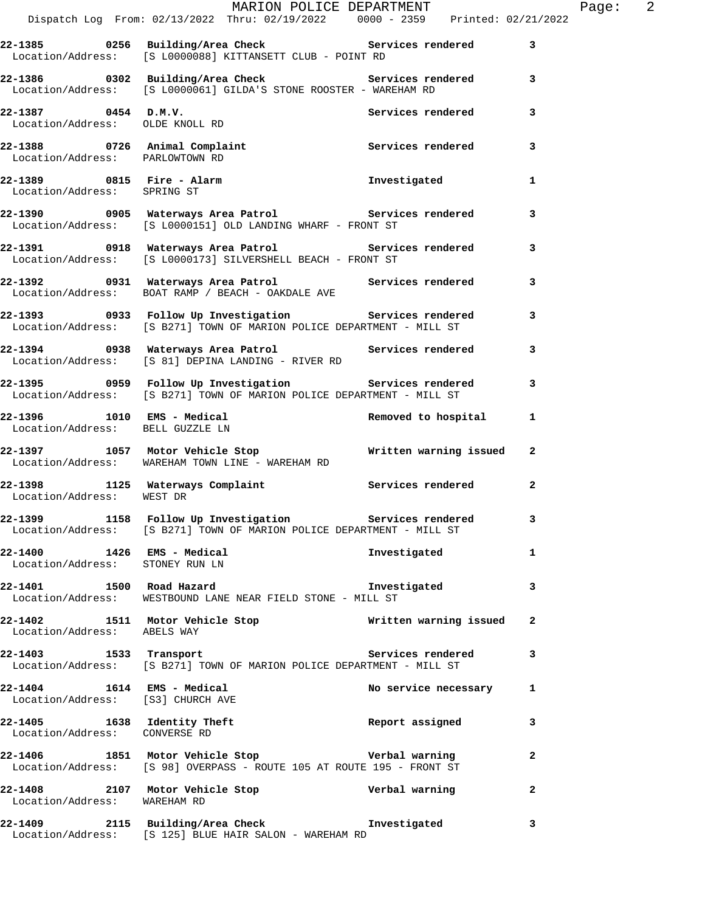22-1385 0256 **Building/Area Check** Services rendered 3
Location/Address: [S L0000088] KITTANSETT CLUB - POINT RD

22-1386 0302 **Building/Area Check** Services rendered 3
Location/Address: [S L0000061] GILDA'S STONE ROOSTER - WAREHAM RD

22-1387 0454 **D.M.V.** Services rendered 3
Location/Address: OLDE KNOLL RD

22-1388 0726 **Animal Complaint** Services rendered 3
Location/Address: PARLOWTOWN RD

22-1389 0815 **Fire - Alarm** Investigated 1
Location/Address: SPRING ST

22-1390 0905 **Waterways Area Patrol** Services rendered 3
Location/Address: [S L0000151] OLD LANDING WHARF - FRONT ST

22-1391 0918 **Waterways Area Patrol** Services rendered 3
Location/Address: [S L0000173] SILVERSHELL BEACH - FRONT ST

22-1392 0931 **Waterways Area Patrol** Services rendered 3
Location/Address: BOAT RAMP / BEACH - OAKDALE AVE

22-1393 0933 **Follow Up Investigation** Services rendered 3
Location/Address: [S B271] TOWN OF MARION POLICE DEPARTMENT - MILL ST

22-1394 0938 **Waterways Area Patrol** Services rendered 3
Location/Address: [S 81] DEPINA LANDING - RIVER RD

22-1395 0959 **Follow Up Investigation** Services rendered 3
Location/Address: [S B271] TOWN OF MARION POLICE DEPARTMENT - MILL ST

22-1396 1010 **EMS - Medical** Removed to hospital 1
Location/Address: BELL GUZZLE LN

22-1397 1057 **Motor Vehicle Stop** Written warning issued 2
Location/Address: WAREHAM TOWN LINE - WAREHAM RD

22-1398 1125 **Waterways Complaint** Services rendered 2
Location/Address: WEST DR

22-1399 1158 **Follow Up Investigation** Services rendered 3
Location/Address: [S B271] TOWN OF MARION POLICE DEPARTMENT - MILL ST

22-1400 1426 **EMS - Medical** Investigated 1
Location/Address: STONEY RUN LN

22-1401 1500 **Road Hazard** Investigated 3
Location/Address: WESTBOUND LANE NEAR FIELD STONE - MILL ST

22-1402 1511 **Motor Vehicle Stop** Written warning issued 2
Location/Address: ABELS WAY

22-1403 1533 **Transport** Services rendered 3
Location/Address: [S B271] TOWN OF MARION POLICE DEPARTMENT - MILL ST

22-1404 1614 **EMS - Medical** No service necessary 1
Location/Address: [S3] CHURCH AVE

22-1405 1638 **Identity Theft** Report assigned 3
Location/Address: CONVERSE RD

22-1406 1851 **Motor Vehicle Stop** Verbal warning 2
Location/Address: [S 98] OVERPASS - ROUTE 105 AT ROUTE 195 - FRONT ST

22-1408 2107 **Motor Vehicle Stop** Verbal warning 2
Location/Address: WAREHAM RD

22-1409 2115 **Building/Area Check** Investigated 3
Location/Address: [S 125] BLUE HAIR SALON - WAREHAM RD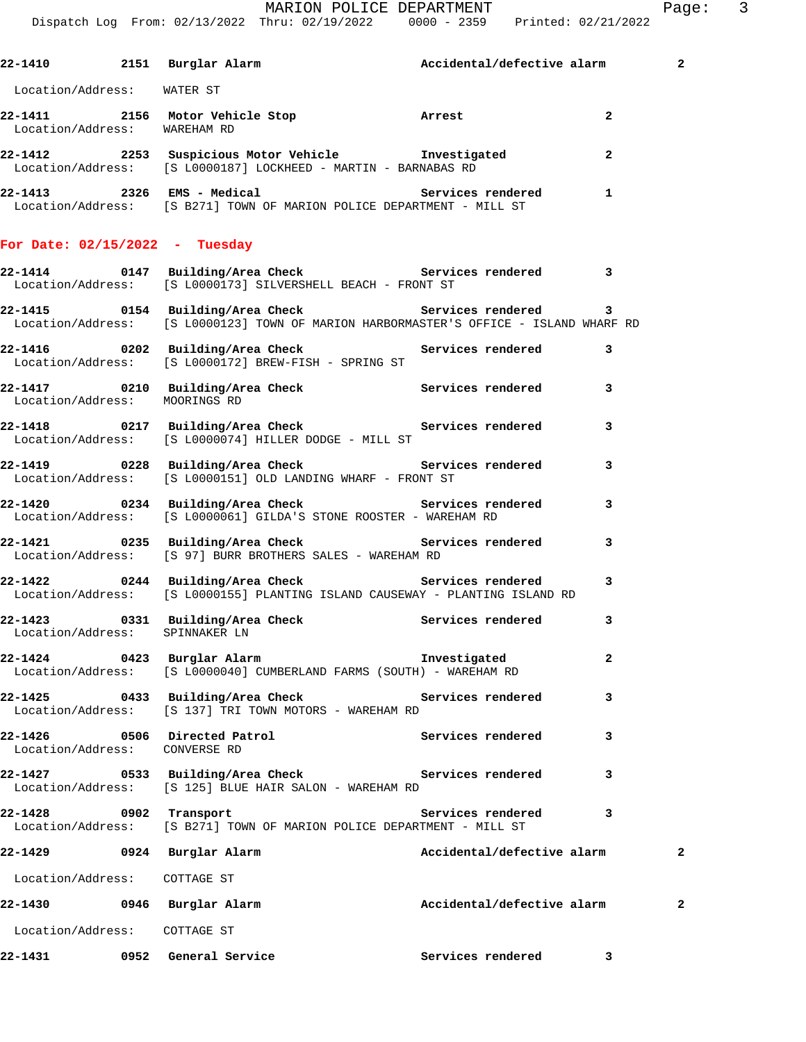**22-1410** **2151** **Burglar Alarm** **Accidental/defective alarm** **2**

Location/Address: WATER ST

**22-1411** **2156** **Motor Vehicle Stop** **Arrest** **2**
Location/Address: WAREHAM RD

**22-1412** **2253** **Suspicious Motor Vehicle** **Investigated** **2**
Location/Address: [S L0000187] LOCKHEED - MARTIN - BARNABAS RD

**22-1413** **2326** **EMS - Medical** **Services rendered** **1**
Location/Address: [S B271] TOWN OF MARION POLICE DEPARTMENT - MILL ST

## For Date: 02/15/2022 - Tuesday

**22-1414** **0147** **Building/Area Check** **Services rendered** **3**
Location/Address: [S L0000173] SILVERSHELL BEACH - FRONT ST

**22-1415** **0154** **Building/Area Check** **Services rendered** **3**
Location/Address: [S L0000123] TOWN OF MARION HARBORMASTER'S OFFICE - ISLAND WHARF RD

**22-1416** **0202** **Building/Area Check** **Services rendered** **3**
Location/Address: [S L0000172] BREW-FISH - SPRING ST

**22-1417** **0210** **Building/Area Check** **Services rendered** **3**
Location/Address: MOORINGS RD

**22-1418** **0217** **Building/Area Check** **Services rendered** **3**
Location/Address: [S L0000074] HILLER DODGE - MILL ST

**22-1419** **0228** **Building/Area Check** **Services rendered** **3**
Location/Address: [S L0000151] OLD LANDING WHARF - FRONT ST

**22-1420** **0234** **Building/Area Check** **Services rendered** **3**
Location/Address: [S L0000061] GILDA'S STONE ROOSTER - WAREHAM RD

**22-1421** **0235** **Building/Area Check** **Services rendered** **3**
Location/Address: [S 97] BURR BROTHERS SALES - WAREHAM RD

**22-1422** **0244** **Building/Area Check** **Services rendered** **3**
Location/Address: [S L0000155] PLANTING ISLAND CAUSEWAY - PLANTING ISLAND RD

**22-1423** **0331** **Building/Area Check** **Services rendered** **3**
Location/Address: SPINNAKER LN

**22-1424** **0423** **Burglar Alarm** **Investigated** **2**
Location/Address: [S L0000040] CUMBERLAND FARMS (SOUTH) - WAREHAM RD

**22-1425** **0433** **Building/Area Check** **Services rendered** **3**
Location/Address: [S 137] TRI TOWN MOTORS - WAREHAM RD

**22-1426** **0506** **Directed Patrol** **Services rendered** **3**
Location/Address: CONVERSE RD

**22-1427** **0533** **Building/Area Check** **Services rendered** **3**
Location/Address: [S 125] BLUE HAIR SALON - WAREHAM RD

**22-1428** **0902** **Transport** **Services rendered** **3**
Location/Address: [S B271] TOWN OF MARION POLICE DEPARTMENT - MILL ST

**22-1429** **0924** **Burglar Alarm** **Accidental/defective alarm** **2**

Location/Address: COTTAGE ST

**22-1430** **0946** **Burglar Alarm** **Accidental/defective alarm** **2**

Location/Address: COTTAGE ST

**22-1431** **0952** **General Service** **Services rendered** **3**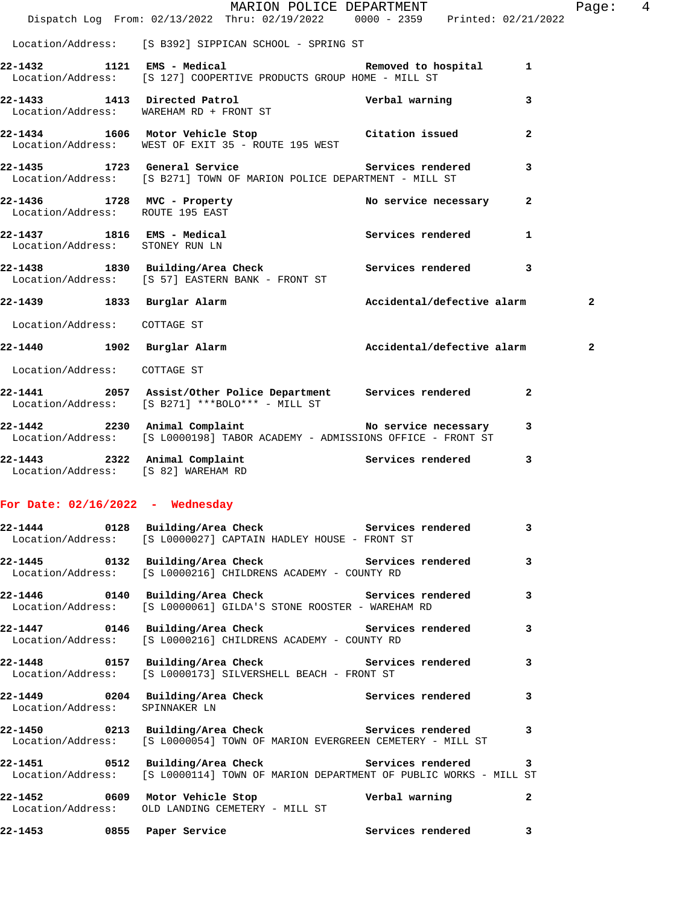Location/Address: [S B392] SIPPICAN SCHOOL - SPRING ST

| Call # | Time | Call Reason | Action | Priority |
|---|---|---|---|---|
| 22-1432 | 1121 | EMS - Medical | Removed to hospital | 1 |
| | | Location/Address: [S 127] COOPERTIVE PRODUCTS GROUP HOME - MILL ST | | |
| 22-1433 | 1413 | Directed Patrol | Verbal warning | 3 |
| | | Location/Address: WAREHAM RD + FRONT ST | | |
| 22-1434 | 1606 | Motor Vehicle Stop | Citation issued | 2 |
| | | Location/Address: WEST OF EXIT 35 - ROUTE 195 WEST | | |
| 22-1435 | 1723 | General Service | Services rendered | 3 |
| | | Location/Address: [S B271] TOWN OF MARION POLICE DEPARTMENT - MILL ST | | |
| 22-1436 | 1728 | MVC - Property | No service necessary | 2 |
| | | Location/Address: ROUTE 195 EAST | | |
| 22-1437 | 1816 | EMS - Medical | Services rendered | 1 |
| | | Location/Address: STONEY RUN LN | | |
| 22-1438 | 1830 | Building/Area Check | Services rendered | 3 |
| | | Location/Address: [S 57] EASTERN BANK - FRONT ST | | |
| 22-1439 | 1833 | Burglar Alarm | Accidental/defective alarm | 2 |
| | | Location/Address: COTTAGE ST | | |
| 22-1440 | 1902 | Burglar Alarm | Accidental/defective alarm | 2 |
| | | Location/Address: COTTAGE ST | | |
| 22-1441 | 2057 | Assist/Other Police Department | Services rendered | 2 |
| | | Location/Address: [S B271] ***BOLO*** - MILL ST | | |
| 22-1442 | 2230 | Animal Complaint | No service necessary | 3 |
| | | Location/Address: [S L0000198] TABOR ACADEMY - ADMISSIONS OFFICE - FRONT ST | | |
| 22-1443 | 2322 | Animal Complaint | Services rendered | 3 |
| | | Location/Address: [S 82] WAREHAM RD | | |

## For Date: 02/16/2022 - Wednesday

| Call # | Time | Call Reason | Action | Priority |
|---|---|---|---|---|
| 22-1444 | 0128 | Building/Area Check | Services rendered | 3 |
| | | Location/Address: [S L0000027] CAPTAIN HADLEY HOUSE - FRONT ST | | |
| 22-1445 | 0132 | Building/Area Check | Services rendered | 3 |
| | | Location/Address: [S L0000216] CHILDRENS ACADEMY - COUNTY RD | | |
| 22-1446 | 0140 | Building/Area Check | Services rendered | 3 |
| | | Location/Address: [S L0000061] GILDA'S STONE ROOSTER - WAREHAM RD | | |
| 22-1447 | 0146 | Building/Area Check | Services rendered | 3 |
| | | Location/Address: [S L0000216] CHILDRENS ACADEMY - COUNTY RD | | |
| 22-1448 | 0157 | Building/Area Check | Services rendered | 3 |
| | | Location/Address: [S L0000173] SILVERSHELL BEACH - FRONT ST | | |
| 22-1449 | 0204 | Building/Area Check | Services rendered | 3 |
| | | Location/Address: SPINNAKER LN | | |
| 22-1450 | 0213 | Building/Area Check | Services rendered | 3 |
| | | Location/Address: [S L0000054] TOWN OF MARION EVERGREEN CEMETERY - MILL ST | | |
| 22-1451 | 0512 | Building/Area Check | Services rendered | 3 |
| | | Location/Address: [S L0000114] TOWN OF MARION DEPARTMENT OF PUBLIC WORKS - MILL ST | | |
| 22-1452 | 0609 | Motor Vehicle Stop | Verbal warning | 2 |
| | | Location/Address: OLD LANDING CEMETERY - MILL ST | | |
| 22-1453 | 0855 | Paper Service | Services rendered | 3 |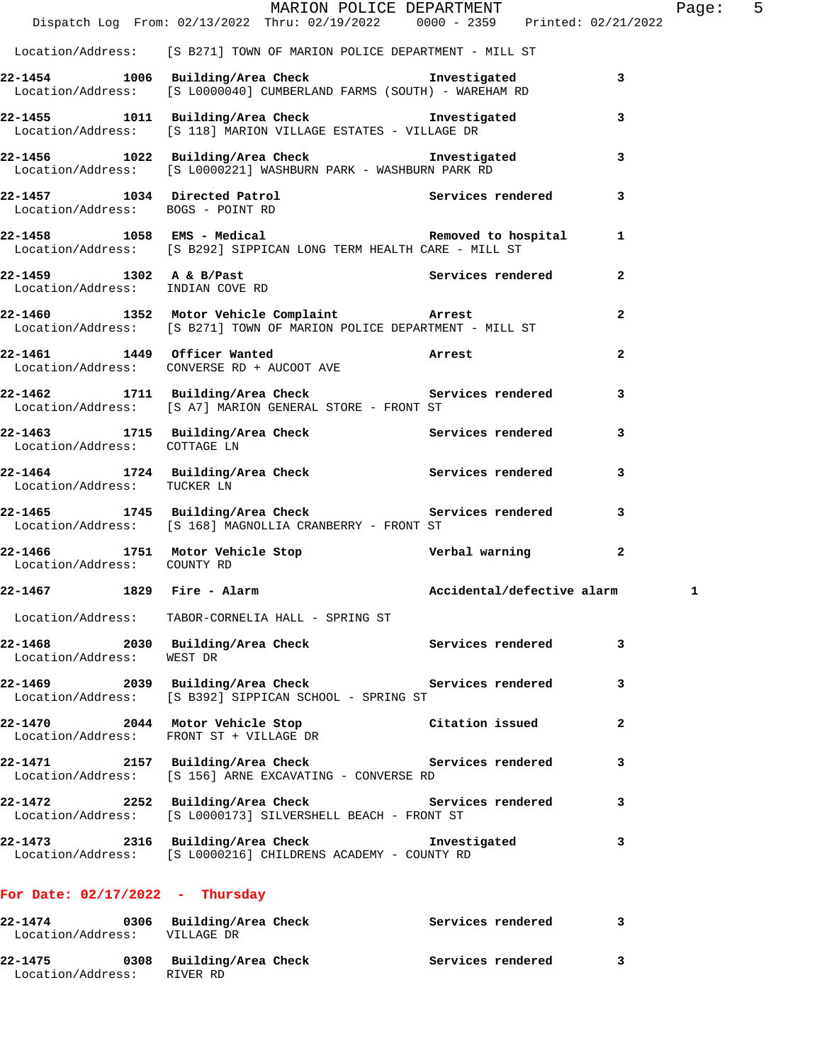Location/Address: [S B271] TOWN OF MARION POLICE DEPARTMENT - MILL ST

**22-1454** 1006 **Building/Area Check** Investigated 3
Location/Address: [S L0000040] CUMBERLAND FARMS (SOUTH) - WAREHAM RD

**22-1455** 1011 **Building/Area Check** Investigated 3
Location/Address: [S 118] MARION VILLAGE ESTATES - VILLAGE DR

**22-1456** 1022 **Building/Area Check** Investigated 3
Location/Address: [S L0000221] WASHBURN PARK - WASHBURN PARK RD

**22-1457** 1034 **Directed Patrol** Services rendered 3
Location/Address: BOGS - POINT RD

**22-1458** 1058 **EMS - Medical** Removed to hospital 1
Location/Address: [S B292] SIPPICAN LONG TERM HEALTH CARE - MILL ST

**22-1459** 1302 **A & B/Past** Services rendered 2
Location/Address: INDIAN COVE RD

**22-1460** 1352 **Motor Vehicle Complaint** Arrest 2
Location/Address: [S B271] TOWN OF MARION POLICE DEPARTMENT - MILL ST

**22-1461** 1449 **Officer Wanted** Arrest 2
Location/Address: CONVERSE RD + AUCOOT AVE

**22-1462** 1711 **Building/Area Check** Services rendered 3
Location/Address: [S A7] MARION GENERAL STORE - FRONT ST

**22-1463** 1715 **Building/Area Check** Services rendered 3
Location/Address: COTTAGE LN

**22-1464** 1724 **Building/Area Check** Services rendered 3
Location/Address: TUCKER LN

**22-1465** 1745 **Building/Area Check** Services rendered 3
Location/Address: [S 168] MAGNOLLIA CRANBERRY - FRONT ST

**22-1466** 1751 **Motor Vehicle Stop** Verbal warning 2
Location/Address: COUNTY RD

**22-1467** 1829 **Fire - Alarm** Accidental/defective alarm 1
Location/Address: TABOR-CORNELIA HALL - SPRING ST

**22-1468** 2030 **Building/Area Check** Services rendered 3
Location/Address: WEST DR

**22-1469** 2039 **Building/Area Check** Services rendered 3
Location/Address: [S B392] SIPPICAN SCHOOL - SPRING ST

**22-1470** 2044 **Motor Vehicle Stop** Citation issued 2
Location/Address: FRONT ST + VILLAGE DR

**22-1471** 2157 **Building/Area Check** Services rendered 3
Location/Address: [S 156] ARNE EXCAVATING - CONVERSE RD

**22-1472** 2252 **Building/Area Check** Services rendered 3
Location/Address: [S L0000173] SILVERSHELL BEACH - FRONT ST

**22-1473** 2316 **Building/Area Check** Investigated 3
Location/Address: [S L0000216] CHILDRENS ACADEMY - COUNTY RD

## For Date: 02/17/2022 - Thursday

**22-1474** 0306 **Building/Area Check** Services rendered 3
Location/Address: VILLAGE DR

**22-1475** 0308 **Building/Area Check** Services rendered 3
Location/Address: RIVER RD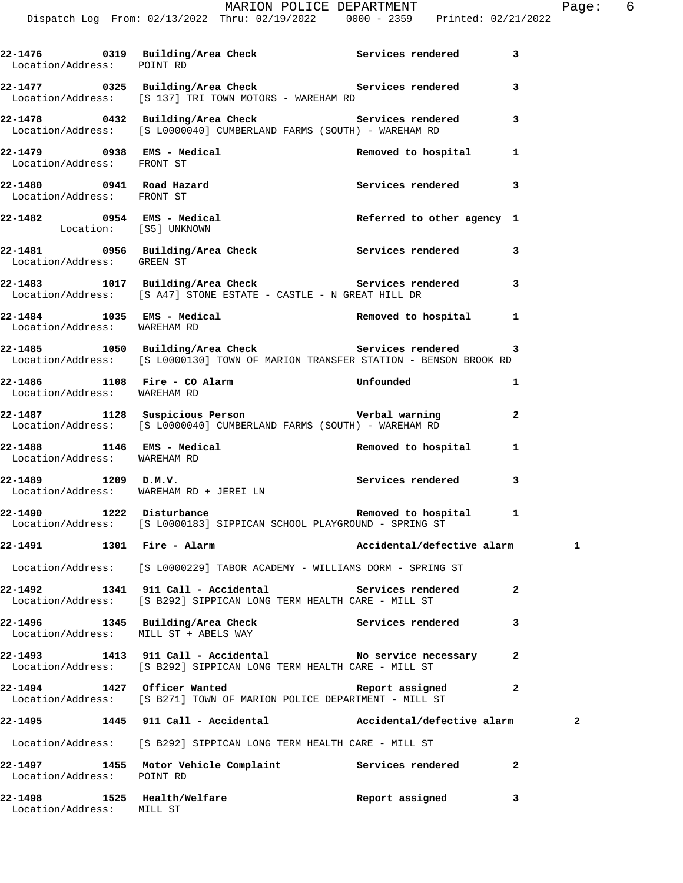**22-1476 0319 Building/Area Check Services rendered 3**
Location/Address: POINT RD

**22-1477 0325 Building/Area Check Services rendered 3**
Location/Address: [S 137] TRI TOWN MOTORS - WAREHAM RD

**22-1478 0432 Building/Area Check Services rendered 3**
Location/Address: [S L0000040] CUMBERLAND FARMS (SOUTH) - WAREHAM RD

**22-1479 0938 EMS - Medical Removed to hospital 1**
Location/Address: FRONT ST

**22-1480 0941 Road Hazard Services rendered 3**
Location/Address: FRONT ST

**22-1482 0954 EMS - Medical Referred to other agency 1**
Location: [S5] UNKNOWN

**22-1481 0956 Building/Area Check Services rendered 3**
Location/Address: GREEN ST

**22-1483 1017 Building/Area Check Services rendered 3**
Location/Address: [S A47] STONE ESTATE - CASTLE - N GREAT HILL DR

**22-1484 1035 EMS - Medical Removed to hospital 1**
Location/Address: WAREHAM RD

**22-1485 1050 Building/Area Check Services rendered 3**
Location/Address: [S L0000130] TOWN OF MARION TRANSFER STATION - BENSON BROOK RD

**22-1486 1108 Fire - CO Alarm Unfounded 1**
Location/Address: WAREHAM RD

**22-1487 1128 Suspicious Person Verbal warning 2**
Location/Address: [S L0000040] CUMBERLAND FARMS (SOUTH) - WAREHAM RD

**22-1488 1146 EMS - Medical Removed to hospital 1**
Location/Address: WAREHAM RD

**22-1489 1209 D.M.V. Services rendered 3**
Location/Address: WAREHAM RD + JEREI LN

**22-1490 1222 Disturbance Removed to hospital 1**
Location/Address: [S L0000183] SIPPICAN SCHOOL PLAYGROUND - SPRING ST

**22-1491 1301 Fire - Alarm Accidental/defective alarm 1**
Location/Address: [S L0000229] TABOR ACADEMY - WILLIAMS DORM - SPRING ST

**22-1492 1341 911 Call - Accidental Services rendered 2**
Location/Address: [S B292] SIPPICAN LONG TERM HEALTH CARE - MILL ST

**22-1496 1345 Building/Area Check Services rendered 3**
Location/Address: MILL ST + ABELS WAY

**22-1493 1413 911 Call - Accidental No service necessary 2**
Location/Address: [S B292] SIPPICAN LONG TERM HEALTH CARE - MILL ST

**22-1494 1427 Officer Wanted Report assigned 2**
Location/Address: [S B271] TOWN OF MARION POLICE DEPARTMENT - MILL ST

**22-1495 1445 911 Call - Accidental Accidental/defective alarm 2**
Location/Address: [S B292] SIPPICAN LONG TERM HEALTH CARE - MILL ST

**22-1497 1455 Motor Vehicle Complaint Services rendered 2**
Location/Address: POINT RD

**22-1498 1525 Health/Welfare Report assigned 3**
Location/Address: MILL ST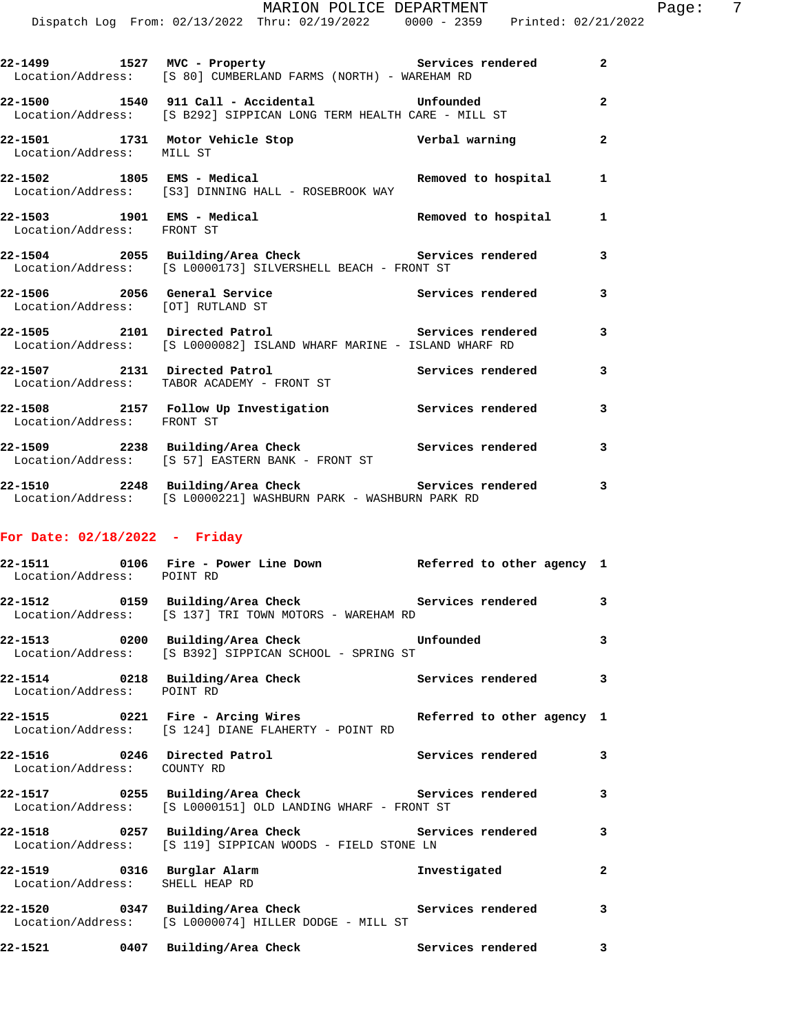22-1499 1527 MVC - Property Services rendered 2
Location/Address: [S 80] CUMBERLAND FARMS (NORTH) - WAREHAM RD

22-1500 1540 911 Call - Accidental Unfounded 2
Location/Address: [S B292] SIPPICAN LONG TERM HEALTH CARE - MILL ST

22-1501 1731 Motor Vehicle Stop Verbal warning 2
Location/Address: MILL ST

22-1502 1805 EMS - Medical Removed to hospital 1
Location/Address: [S3] DINNING HALL - ROSEBROOK WAY

22-1503 1901 EMS - Medical Removed to hospital 1
Location/Address: FRONT ST

22-1504 2055 Building/Area Check Services rendered 3
Location/Address: [S L0000173] SILVERSHELL BEACH - FRONT ST

22-1506 2056 General Service Services rendered 3
Location/Address: [OT] RUTLAND ST

22-1505 2101 Directed Patrol Services rendered 3
Location/Address: [S L0000082] ISLAND WHARF MARINE - ISLAND WHARF RD

22-1507 2131 Directed Patrol Services rendered 3
Location/Address: TABOR ACADEMY - FRONT ST

22-1508 2157 Follow Up Investigation Services rendered 3
Location/Address: FRONT ST

22-1509 2238 Building/Area Check Services rendered 3
Location/Address: [S 57] EASTERN BANK - FRONT ST

22-1510 2248 Building/Area Check Services rendered 3
Location/Address: [S L0000221] WASHBURN PARK - WASHBURN PARK RD

## For Date: 02/18/2022 - Friday

22-1511 0106 Fire - Power Line Down Referred to other agency 1
Location/Address: POINT RD

22-1512 0159 Building/Area Check Services rendered 3
Location/Address: [S 137] TRI TOWN MOTORS - WAREHAM RD

22-1513 0200 Building/Area Check Unfounded 3
Location/Address: [S B392] SIPPICAN SCHOOL - SPRING ST

22-1514 0218 Building/Area Check Services rendered 3
Location/Address: POINT RD

22-1515 0221 Fire - Arcing Wires Referred to other agency 1
Location/Address: [S 124] DIANE FLAHERTY - POINT RD

22-1516 0246 Directed Patrol Services rendered 3
Location/Address: COUNTY RD

22-1517 0255 Building/Area Check Services rendered 3
Location/Address: [S L0000151] OLD LANDING WHARF - FRONT ST

22-1518 0257 Building/Area Check Services rendered 3
Location/Address: [S 119] SIPPICAN WOODS - FIELD STONE LN

22-1519 0316 Burglar Alarm Investigated 2
Location/Address: SHELL HEAP RD

22-1520 0347 Building/Area Check Services rendered 3
Location/Address: [S L0000074] HILLER DODGE - MILL ST

22-1521 0407 Building/Area Check Services rendered 3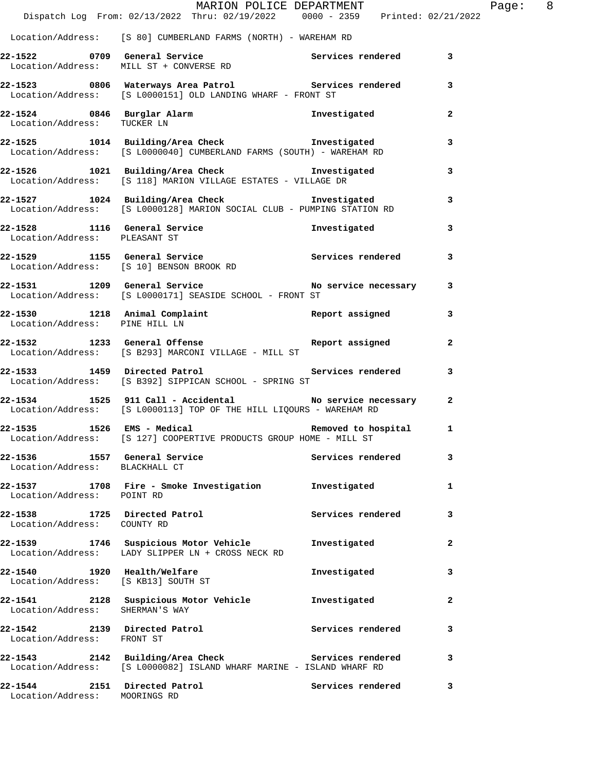Location/Address: [S 80] CUMBERLAND FARMS (NORTH) - WAREHAM RD

**22-1522 0709 General Service** Services rendered 3
Location/Address: MILL ST + CONVERSE RD

**22-1523 0806 Waterways Area Patrol** Services rendered 3
Location/Address: [S L0000151] OLD LANDING WHARF - FRONT ST

**22-1524 0846 Burglar Alarm** Investigated 2
Location/Address: TUCKER LN

**22-1525 1014 Building/Area Check** Investigated 3
Location/Address: [S L0000040] CUMBERLAND FARMS (SOUTH) - WAREHAM RD

**22-1526 1021 Building/Area Check** Investigated 3
Location/Address: [S 118] MARION VILLAGE ESTATES - VILLAGE DR

**22-1527 1024 Building/Area Check** Investigated 3
Location/Address: [S L0000128] MARION SOCIAL CLUB - PUMPING STATION RD

**22-1528 1116 General Service** Investigated 3
Location/Address: PLEASANT ST

**22-1529 1155 General Service** Services rendered 3
Location/Address: [S 10] BENSON BROOK RD

**22-1531 1209 General Service** No service necessary 3
Location/Address: [S L0000171] SEASIDE SCHOOL - FRONT ST

**22-1530 1218 Animal Complaint** Report assigned 3
Location/Address: PINE HILL LN

**22-1532 1233 General Offense** Report assigned 2
Location/Address: [S B293] MARCONI VILLAGE - MILL ST

**22-1533 1459 Directed Patrol** Services rendered 3
Location/Address: [S B392] SIPPICAN SCHOOL - SPRING ST

**22-1534 1525 911 Call - Accidental** No service necessary 2
Location/Address: [S L0000113] TOP OF THE HILL LIQOURS - WAREHAM RD

**22-1535 1526 EMS - Medical** Removed to hospital 1
Location/Address: [S 127] COOPERTIVE PRODUCTS GROUP HOME - MILL ST

**22-1536 1557 General Service** Services rendered 3
Location/Address: BLACKHALL CT

**22-1537 1708 Fire - Smoke Investigation** Investigated 1
Location/Address: POINT RD

**22-1538 1725 Directed Patrol** Services rendered 3
Location/Address: COUNTY RD

**22-1539 1746 Suspicious Motor Vehicle** Investigated 2
Location/Address: LADY SLIPPER LN + CROSS NECK RD

**22-1540 1920 Health/Welfare** Investigated 3
Location/Address: [S KB13] SOUTH ST

**22-1541 2128 Suspicious Motor Vehicle** Investigated 2
Location/Address: SHERMAN'S WAY

**22-1542 2139 Directed Patrol** Services rendered 3
Location/Address: FRONT ST

**22-1543 2142 Building/Area Check** Services rendered 3
Location/Address: [S L0000082] ISLAND WHARF MARINE - ISLAND WHARF RD

**22-1544 2151 Directed Patrol** Services rendered 3
Location/Address: MOORINGS RD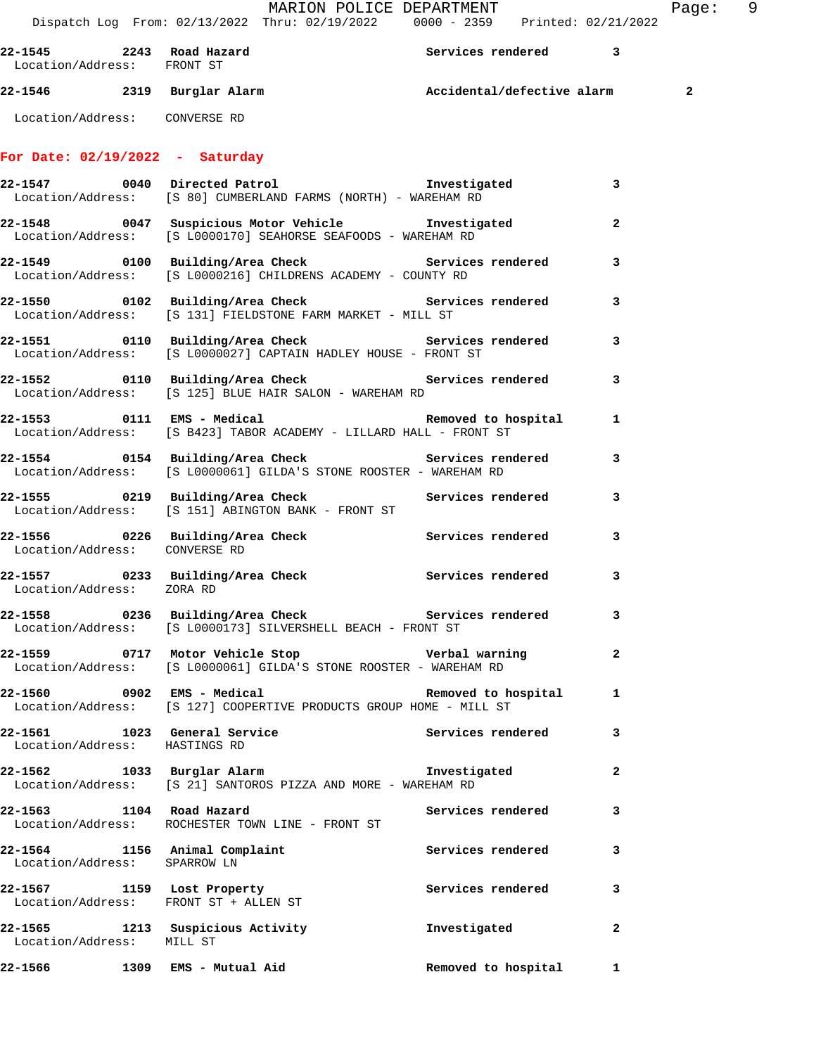**22-1545** 2243 **Road Hazard** Services rendered 3
Location/Address: FRONT ST

**22-1546** 2319 **Burglar Alarm** Accidental/defective alarm 2
Location/Address: CONVERSE RD

## For Date: 02/19/2022 - Saturday

**22-1547** 0040 **Directed Patrol** Investigated 3
Location/Address: [S 80] CUMBERLAND FARMS (NORTH) - WAREHAM RD

**22-1548** 0047 **Suspicious Motor Vehicle** Investigated 2
Location/Address: [S L0000170] SEAHORSE SEAFOODS - WAREHAM RD

**22-1549** 0100 **Building/Area Check** Services rendered 3
Location/Address: [S L0000216] CHILDRENS ACADEMY - COUNTY RD

**22-1550** 0102 **Building/Area Check** Services rendered 3
Location/Address: [S 131] FIELDSTONE FARM MARKET - MILL ST

**22-1551** 0110 **Building/Area Check** Services rendered 3
Location/Address: [S L0000027] CAPTAIN HADLEY HOUSE - FRONT ST

**22-1552** 0110 **Building/Area Check** Services rendered 3
Location/Address: [S 125] BLUE HAIR SALON - WAREHAM RD

**22-1553** 0111 **EMS - Medical** Removed to hospital 1
Location/Address: [S B423] TABOR ACADEMY - LILLARD HALL - FRONT ST

**22-1554** 0154 **Building/Area Check** Services rendered 3
Location/Address: [S L0000061] GILDA'S STONE ROOSTER - WAREHAM RD

**22-1555** 0219 **Building/Area Check** Services rendered 3
Location/Address: [S 151] ABINGTON BANK - FRONT ST

**22-1556** 0226 **Building/Area Check** Services rendered 3
Location/Address: CONVERSE RD

**22-1557** 0233 **Building/Area Check** Services rendered 3
Location/Address: ZORA RD

**22-1558** 0236 **Building/Area Check** Services rendered 3
Location/Address: [S L0000173] SILVERSHELL BEACH - FRONT ST

**22-1559** 0717 **Motor Vehicle Stop** Verbal warning 2
Location/Address: [S L0000061] GILDA'S STONE ROOSTER - WAREHAM RD

**22-1560** 0902 **EMS - Medical** Removed to hospital 1
Location/Address: [S 127] COOPERTIVE PRODUCTS GROUP HOME - MILL ST

**22-1561** 1023 **General Service** Services rendered 3
Location/Address: HASTINGS RD

**22-1562** 1033 **Burglar Alarm** Investigated 2
Location/Address: [S 21] SANTOROS PIZZA AND MORE - WAREHAM RD

**22-1563** 1104 **Road Hazard** Services rendered 3
Location/Address: ROCHESTER TOWN LINE - FRONT ST

**22-1564** 1156 **Animal Complaint** Services rendered 3
Location/Address: SPARROW LN

**22-1567** 1159 **Lost Property** Services rendered 3
Location/Address: FRONT ST + ALLEN ST

**22-1565** 1213 **Suspicious Activity** Investigated 2
Location/Address: MILL ST

**22-1566** 1309 **EMS - Mutual Aid** Removed to hospital 1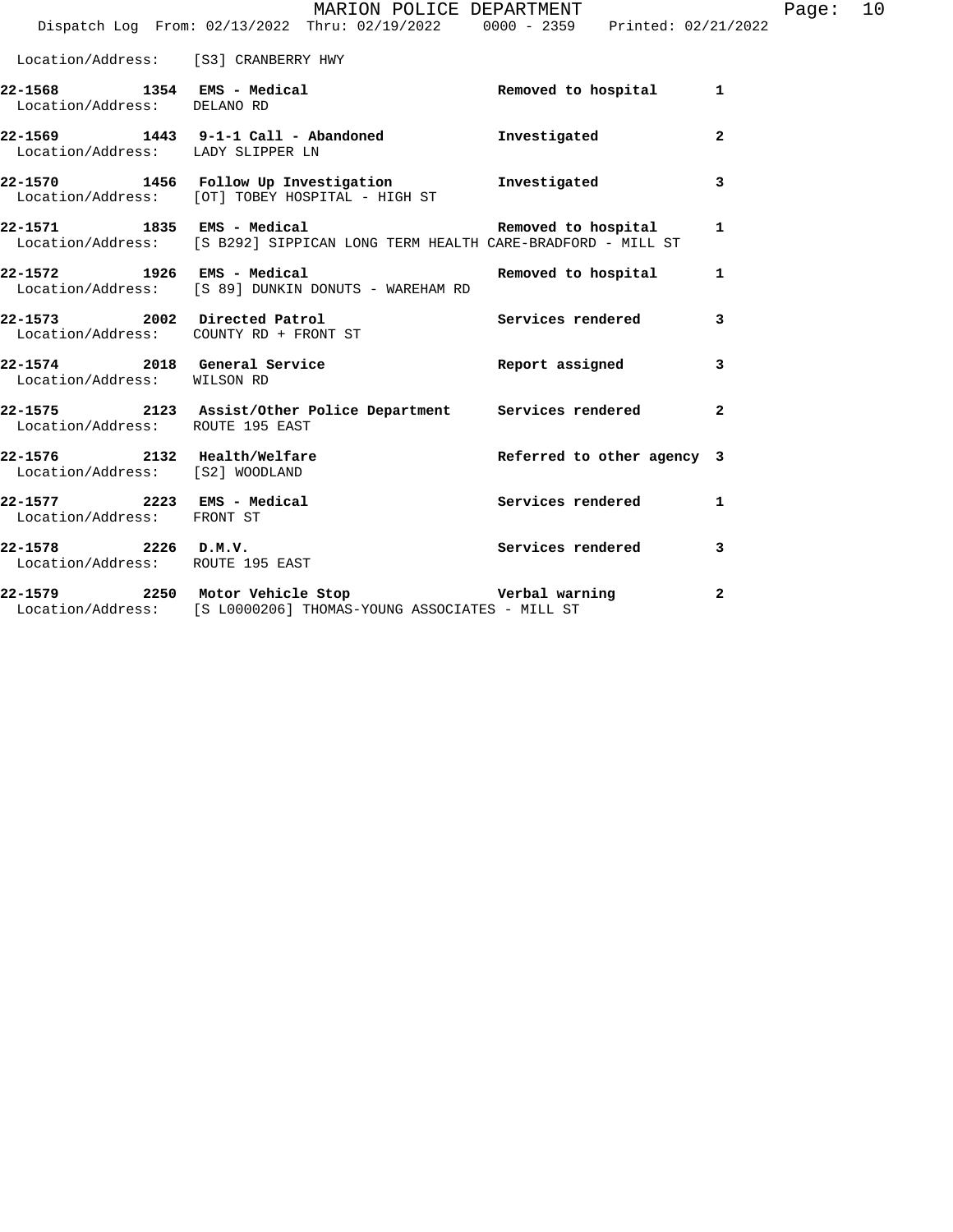Location/Address: [S3] CRANBERRY HWY

**22-1568 1354 EMS - Medical** Removed to hospital 1
Location/Address: DELANO RD

**22-1569 1443 9-1-1 Call - Abandoned** Investigated 2
Location/Address: LADY SLIPPER LN

**22-1570 1456 Follow Up Investigation** Investigated 3
Location/Address: [OT] TOBEY HOSPITAL - HIGH ST

**22-1571 1835 EMS - Medical** Removed to hospital 1
Location/Address: [S B292] SIPPICAN LONG TERM HEALTH CARE-BRADFORD - MILL ST

**22-1572 1926 EMS - Medical** Removed to hospital 1
Location/Address: [S 89] DUNKIN DONUTS - WAREHAM RD

**22-1573 2002 Directed Patrol** Services rendered 3
Location/Address: COUNTY RD + FRONT ST

**22-1574 2018 General Service** Report assigned 3
Location/Address: WILSON RD

**22-1575 2123 Assist/Other Police Department** Services rendered 2
Location/Address: ROUTE 195 EAST

**22-1576 2132 Health/Welfare** Referred to other agency 3
Location/Address: [S2] WOODLAND

**22-1577 2223 EMS - Medical** Services rendered 1
Location/Address: FRONT ST

**22-1578 2226 D.M.V.** Services rendered 3
Location/Address: ROUTE 195 EAST

**22-1579 2250 Motor Vehicle Stop** Verbal warning 2
Location/Address: [S L0000206] THOMAS-YOUNG ASSOCIATES - MILL ST